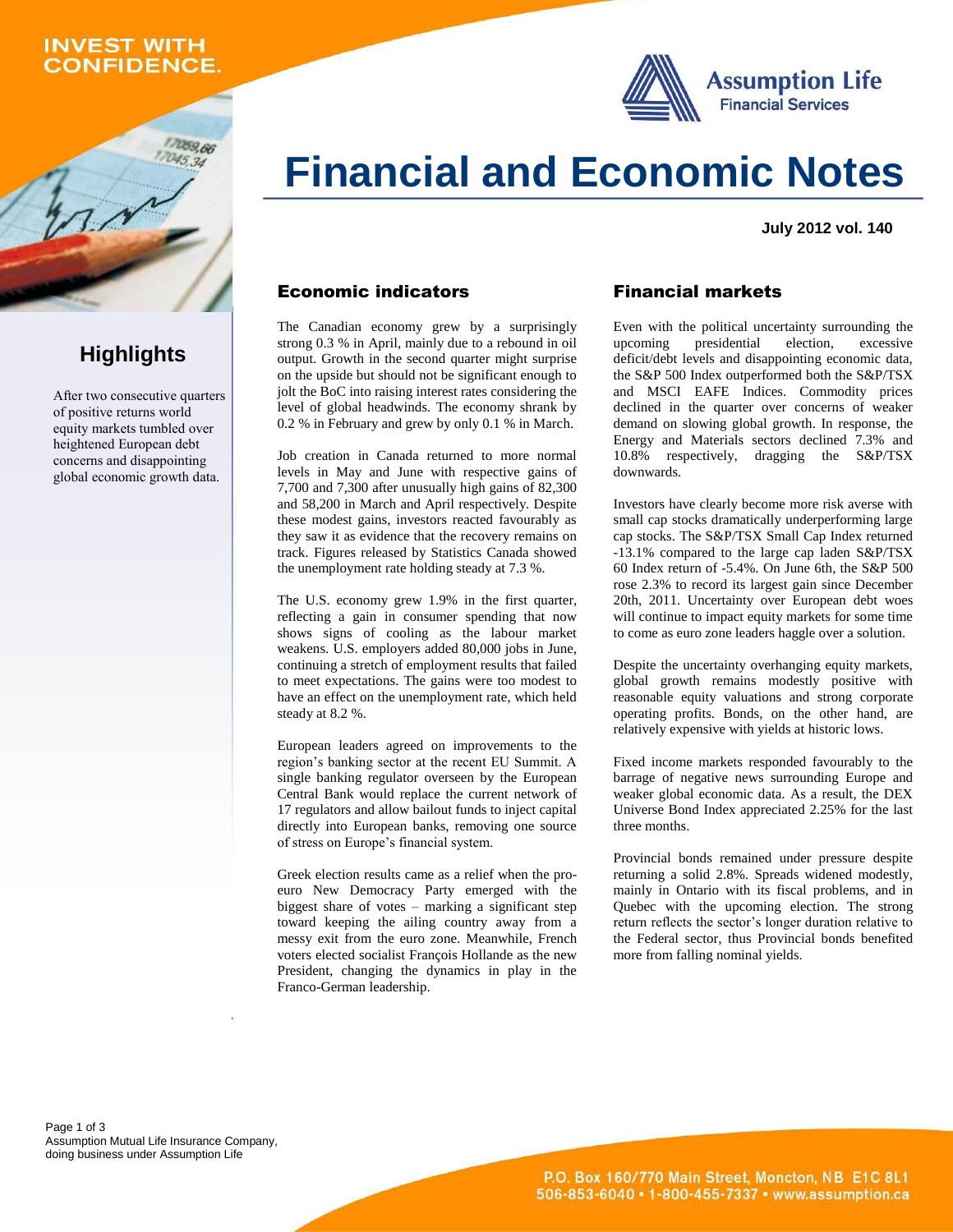INVEST WITH CONFIDENCE.

Assumption Life
Financial Services

# Financial and Economic Notes

**July 2012 vol. 140**

## Highlights

After two consecutive quarters of positive returns world equity markets tumbled over heightened European debt concerns and disappointing global economic growth data.

## Economic indicators

The Canadian economy grew by a surprisingly strong 0.3 % in April, mainly due to a rebound in oil output. Growth in the second quarter might surprise on the upside but should not be significant enough to jolt the BoC into raising interest rates considering the level of global headwinds. The economy shrank by 0.2 % in February and grew by only 0.1 % in March.

Job creation in Canada returned to more normal levels in May and June with respective gains of 7,700 and 7,300 after unusually high gains of 82,300 and 58,200 in March and April respectively. Despite these modest gains, investors reacted favourably as they saw it as evidence that the recovery remains on track. Figures released by Statistics Canada showed the unemployment rate holding steady at 7.3 %.

The U.S. economy grew 1.9% in the first quarter, reflecting a gain in consumer spending that now shows signs of cooling as the labour market weakens. U.S. employers added 80,000 jobs in June, continuing a stretch of employment results that failed to meet expectations. The gains were too modest to have an effect on the unemployment rate, which held steady at 8.2 %.

European leaders agreed on improvements to the region's banking sector at the recent EU Summit. A single banking regulator overseen by the European Central Bank would replace the current network of 17 regulators and allow bailout funds to inject capital directly into European banks, removing one source of stress on Europe's financial system.

Greek election results came as a relief when the pro-euro New Democracy Party emerged with the biggest share of votes – marking a significant step toward keeping the ailing country away from a messy exit from the euro zone. Meanwhile, French voters elected socialist François Hollande as the new President, changing the dynamics in play in the Franco-German leadership.

## Financial markets

Even with the political uncertainty surrounding the upcoming presidential election, excessive deficit/debt levels and disappointing economic data, the S&P 500 Index outperformed both the S&P/TSX and MSCI EAFE Indices. Commodity prices declined in the quarter over concerns of weaker demand on slowing global growth. In response, the Energy and Materials sectors declined 7.3% and 10.8% respectively, dragging the S&P/TSX downwards.

Investors have clearly become more risk averse with small cap stocks dramatically underperforming large cap stocks. The S&P/TSX Small Cap Index returned -13.1% compared to the large cap laden S&P/TSX 60 Index return of -5.4%. On June 6th, the S&P 500 rose 2.3% to record its largest gain since December 20th, 2011. Uncertainty over European debt woes will continue to impact equity markets for some time to come as euro zone leaders haggle over a solution.

Despite the uncertainty overhanging equity markets, global growth remains modestly positive with reasonable equity valuations and strong corporate operating profits. Bonds, on the other hand, are relatively expensive with yields at historic lows.

Fixed income markets responded favourably to the barrage of negative news surrounding Europe and weaker global economic data. As a result, the DEX Universe Bond Index appreciated 2.25% for the last three months.

Provincial bonds remained under pressure despite returning a solid 2.8%. Spreads widened modestly, mainly in Ontario with its fiscal problems, and in Quebec with the upcoming election. The strong return reflects the sector's longer duration relative to the Federal sector, thus Provincial bonds benefited more from falling nominal yields.

Assumption Mutual Life Insurance Company, doing business under Assumption Life

P.O. Box 160/770 Main Street, Moncton, NB E1C 8L1
506-853-6040 • 1-800-455-7337 • www.assumption.ca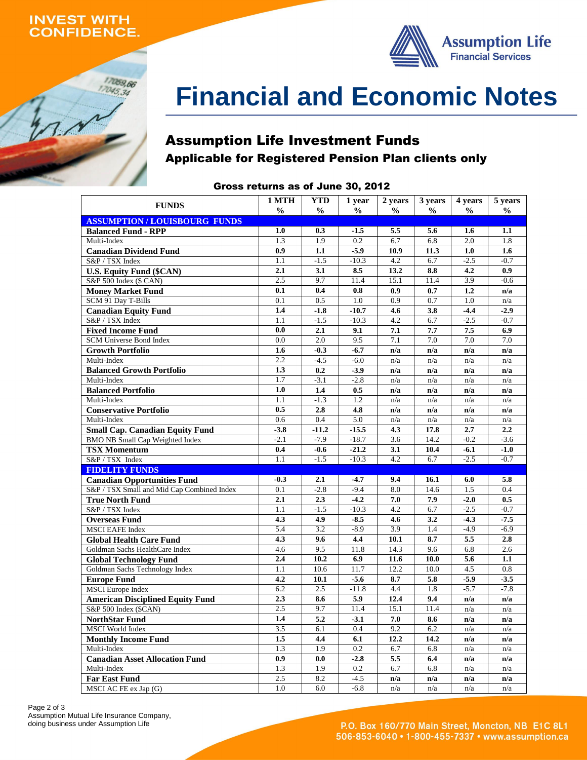INVEST WITH CONFIDENCE.

Assumption Life Financial Services

# Financial and Economic Notes

## Assumption Life Investment Funds

### Applicable for Registered Pension Plan clients only

**Gross returns as of June 30, 2012**

| FUNDS | 1 MTH % | YTD % | 1 year % | 2 years % | 3 years % | 4 years % | 5 years % |
|---|---|---|---|---|---|---|---|
| **ASSUMPTION / LOUISBOURG FUNDS** | | | | | | | |
| **Balanced Fund - RPP** | **1.0** | **0.3** | **-1.5** | **5.5** | **5.6** | **1.6** | **1.1** |
| Multi-Index | 1.3 | 1.9 | 0.2 | 6.7 | 6.8 | 2.0 | 1.8 |
| **Canadian Dividend Fund** | **0.9** | **1.1** | **-5.9** | **10.9** | **11.3** | **1.0** | **1.6** |
| S&P / TSX Index | 1.1 | -1.5 | -10.3 | 4.2 | 6.7 | -2.5 | -0.7 |
| **U.S. Equity Fund ($CAN)** | **2.1** | **3.1** | **8.5** | **13.2** | **8.8** | **4.2** | **0.9** |
| S&P 500 Index ($ CAN) | 2.5 | 9.7 | 11.4 | 15.1 | 11.4 | 3.9 | -0.6 |
| **Money Market Fund** | **0.1** | **0.4** | **0.8** | **0.9** | **0.7** | **1.2** | **n/a** |
| SCM 91 Day T-Bills | 0.1 | 0.5 | 1.0 | 0.9 | 0.7 | 1.0 | n/a |
| **Canadian Equity Fund** | **1.4** | **-1.8** | **-10.7** | **4.6** | **3.8** | **-4.4** | **-2.9** |
| S&P / TSX Index | 1.1 | -1.5 | -10.3 | 4.2 | 6.7 | -2.5 | -0.7 |
| **Fixed Income Fund** | **0.0** | **2.1** | **9.1** | **7.1** | **7.7** | **7.5** | **6.9** |
| SCM Universe Bond Index | 0.0 | 2.0 | 9.5 | 7.1 | 7.0 | 7.0 | 7.0 |
| **Growth Portfolio** | **1.6** | **-0.3** | **-6.7** | **n/a** | **n/a** | **n/a** | **n/a** |
| Multi-Index | 2.2 | -4.5 | -6.0 | n/a | n/a | n/a | n/a |
| **Balanced Growth Portfolio** | **1.3** | **0.2** | **-3.9** | **n/a** | **n/a** | **n/a** | **n/a** |
| Multi-Index | 1.7 | -3.1 | -2.8 | n/a | n/a | n/a | n/a |
| **Balanced Portfolio** | **1.0** | **1.4** | **0.5** | **n/a** | **n/a** | **n/a** | **n/a** |
| Multi-Index | 1.1 | -1.3 | 1.2 | n/a | n/a | n/a | n/a |
| **Conservative Portfolio** | **0.5** | **2.8** | **4.8** | **n/a** | **n/a** | **n/a** | **n/a** |
| Multi-Index | 0.6 | 0.4 | 5.0 | n/a | n/a | n/a | n/a |
| **Small Cap. Canadian Equity Fund** | **-3.8** | **-11.2** | **-15.5** | **4.3** | **17.8** | **2.7** | **2.2** |
| BMO NB Small Cap Weighted Index | -2.1 | -7.9 | -18.7 | 3.6 | 14.2 | -0.2 | -3.6 |
| **TSX Momentum** | **0.4** | **-0.6** | **-21.2** | **3.1** | **10.4** | **-6.1** | **-1.0** |
| S&P / TSX Index | 1.1 | -1.5 | -10.3 | 4.2 | 6.7 | -2.5 | -0.7 |
| **FIDELITY FUNDS** | | | | | | | |
| **Canadian Opportunities Fund** | **-0.3** | **2.1** | **-4.7** | **9.4** | **16.1** | **6.0** | **5.8** |
| S&P / TSX Small and Mid Cap Combined Index | 0.1 | -2.8 | -9.4 | 8.0 | 14.6 | 1.5 | 0.4 |
| **True North Fund** | **2.1** | **2.3** | **-4.2** | **7.0** | **7.9** | **-2.0** | **0.5** |
| S&P / TSX Index | 1.1 | -1.5 | -10.3 | 4.2 | 6.7 | -2.5 | -0.7 |
| **Overseas Fund** | **4.3** | **4.9** | **-8.5** | **4.6** | **3.2** | **-4.3** | **-7.5** |
| MSCI EAFE Index | 5.4 | 3.2 | -8.9 | 3.9 | 1.4 | -4.9 | -6.9 |
| **Global Health Care Fund** | **4.3** | **9.6** | **4.4** | **10.1** | **8.7** | **5.5** | **2.8** |
| Goldman Sachs HealthCare Index | 4.6 | 9.5 | 11.8 | 14.3 | 9.6 | 6.8 | 2.6 |
| **Global Technology Fund** | **2.4** | **10.2** | **6.9** | **11.6** | **10.0** | **5.6** | **1.1** |
| Goldman Sachs Technology Index | 1.1 | 10.6 | 11.7 | 12.2 | 10.0 | 4.5 | 0.8 |
| **Europe Fund** | **4.2** | **10.1** | **-5.6** | **8.7** | **5.8** | **-5.9** | **-3.5** |
| MSCI Europe Index | 6.2 | 2.5 | -11.8 | 4.4 | 1.8 | -5.7 | -7.8 |
| **American Disciplined Equity Fund** | **2.3** | **8.6** | **5.9** | **12.4** | **9.4** | **n/a** | **n/a** |
| S&P 500 Index ($CAN) | 2.5 | 9.7 | 11.4 | 15.1 | 11.4 | n/a | n/a |
| **NorthStar Fund** | **1.4** | **5.2** | **-3.1** | **7.0** | **8.6** | **n/a** | **n/a** |
| MSCI World Index | 3.5 | 6.1 | 0.4 | 9.2 | 6.2 | n/a | n/a |
| **Monthly Income Fund** | **1.5** | **4.4** | **6.1** | **12.2** | **14.2** | **n/a** | **n/a** |
| Multi-Index | 1.3 | 1.9 | 0.2 | 6.7 | 6.8 | n/a | n/a |
| **Canadian Asset Allocation Fund** | **0.9** | **0.0** | **-2.8** | **5.5** | **6.4** | **n/a** | **n/a** |
| Multi-Index | 1.3 | 1.9 | 0.2 | 6.7 | 6.8 | n/a | n/a |
| **Far East Fund** | 2.5 | 8.2 | -4.5 | **n/a** | **n/a** | **n/a** | **n/a** |
| MSCI AC FE ex Jap (G) | 1.0 | 6.0 | -6.8 | n/a | n/a | n/a | n/a |

Assumption Mutual Life Insurance Company, doing business under Assumption Life

P.O. Box 160/770 Main Street, Moncton, NB E1C 8L1
506-853-6040 • 1-800-455-7337 • www.assumption.ca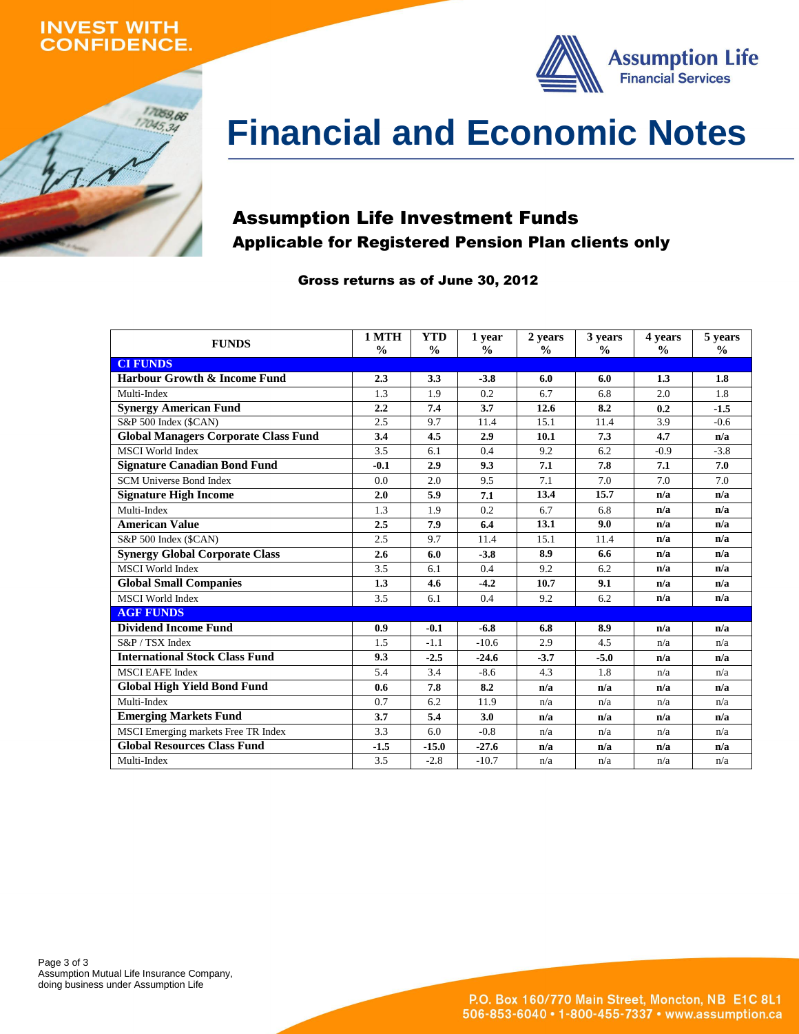INVEST WITH CONFIDENCE.

Assumption Life Financial Services

# Financial and Economic Notes

## Assumption Life Investment Funds

### Applicable for Registered Pension Plan clients only

**Gross returns as of June 30, 2012**

| FUNDS | 1 MTH % | YTD % | 1 year % | 2 years % | 3 years % | 4 years % | 5 years % |
|---|---|---|---|---|---|---|---|
| **CI FUNDS** | | | | | | | |
| **Harbour Growth & Income Fund** | **2.3** | **3.3** | **-3.8** | **6.0** | **6.0** | **1.3** | **1.8** |
| Multi-Index | 1.3 | 1.9 | 0.2 | 6.7 | 6.8 | 2.0 | 1.8 |
| **Synergy American Fund** | **2.2** | **7.4** | **3.7** | **12.6** | **8.2** | **0.2** | **-1.5** |
| S&P 500 Index ($CAN) | 2.5 | 9.7 | 11.4 | 15.1 | 11.4 | 3.9 | -0.6 |
| **Global Managers Corporate Class Fund** | **3.4** | **4.5** | **2.9** | **10.1** | **7.3** | **4.7** | **n/a** |
| MSCI World Index | 3.5 | 6.1 | 0.4 | 9.2 | 6.2 | -0.9 | -3.8 |
| **Signature Canadian Bond Fund** | **-0.1** | **2.9** | **9.3** | **7.1** | **7.8** | **7.1** | **7.0** |
| SCM Universe Bond Index | 0.0 | 2.0 | 9.5 | 7.1 | 7.0 | 7.0 | 7.0 |
| **Signature High Income** | **2.0** | **5.9** | **7.1** | **13.4** | **15.7** | **n/a** | **n/a** |
| Multi-Index | 1.3 | 1.9 | 0.2 | 6.7 | 6.8 | n/a | n/a |
| **American Value** | **2.5** | **7.9** | **6.4** | **13.1** | **9.0** | **n/a** | **n/a** |
| S&P 500 Index ($CAN) | 2.5 | 9.7 | 11.4 | 15.1 | 11.4 | n/a | n/a |
| **Synergy Global Corporate Class** | **2.6** | **6.0** | **-3.8** | **8.9** | **6.6** | **n/a** | **n/a** |
| MSCI World Index | 3.5 | 6.1 | 0.4 | 9.2 | 6.2 | n/a | n/a |
| **Global Small Companies** | **1.3** | **4.6** | **-4.2** | **10.7** | **9.1** | **n/a** | **n/a** |
| MSCI World Index | 3.5 | 6.1 | 0.4 | 9.2 | 6.2 | n/a | n/a |
| **AGF FUNDS** | | | | | | | |
| **Dividend Income Fund** | **0.9** | **-0.1** | **-6.8** | **6.8** | **8.9** | **n/a** | **n/a** |
| S&P / TSX Index | 1.5 | -1.1 | -10.6 | 2.9 | 4.5 | n/a | n/a |
| **International Stock Class Fund** | **9.3** | **-2.5** | **-24.6** | **-3.7** | **-5.0** | **n/a** | **n/a** |
| MSCI EAFE Index | 5.4 | 3.4 | -8.6 | 4.3 | 1.8 | n/a | n/a |
| **Global High Yield Bond Fund** | **0.6** | **7.8** | **8.2** | **n/a** | **n/a** | **n/a** | **n/a** |
| Multi-Index | 0.7 | 6.2 | 11.9 | n/a | n/a | n/a | n/a |
| **Emerging Markets Fund** | **3.7** | **5.4** | **3.0** | **n/a** | **n/a** | **n/a** | **n/a** |
| MSCI Emerging markets Free TR Index | 3.3 | 6.0 | -0.8 | n/a | n/a | n/a | n/a |
| **Global Resources Class Fund** | **-1.5** | **-15.0** | **-27.6** | **n/a** | **n/a** | **n/a** | **n/a** |
| Multi-Index | 3.5 | -2.8 | -10.7 | n/a | n/a | n/a | n/a |

Assumption Mutual Life Insurance Company, doing business under Assumption Life

P.O. Box 160/770 Main Street, Moncton, NB E1C 8L1
506-853-6040 • 1-800-455-7337 • www.assumption.ca